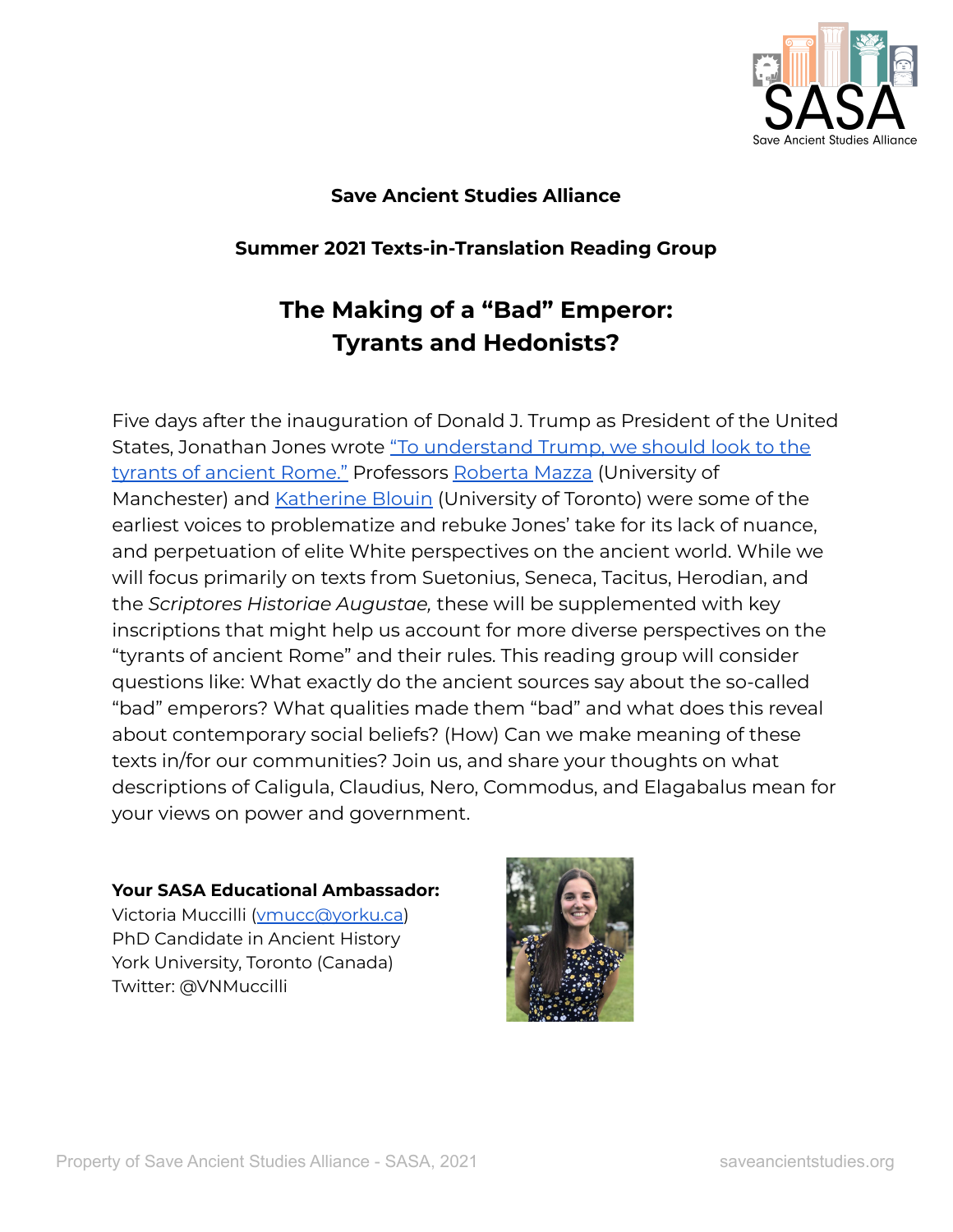**Save Ancient Studies Alliance**

**Summer 2021 Texts-in-Translation Reading Group**

# The Making of a "Bad" Emperor: Tyrants and Hedonists?

Five days after the inauguration of Donald J. Trump as President of the United States, Jonathan Jones wrote "To understand Trump, we should look to the tyrants of ancient Rome." Professors Roberta Mazza (University of Manchester) and Katherine Blouin (University of Toronto) were some of the earliest voices to problematize and rebuke Jones' take for its lack of nuance, and perpetuation of elite White perspectives on the ancient world. While we will focus primarily on texts from Suetonius, Seneca, Tacitus, Herodian, and the *Scriptores Historiae Augustae,* these will be supplemented with key inscriptions that might help us account for more diverse perspectives on the "tyrants of ancient Rome" and their rules. This reading group will consider questions like: What exactly do the ancient sources say about the so-called "bad" emperors? What qualities made them "bad" and what does this reveal about contemporary social beliefs? (How) Can we make meaning of these texts in/for our communities? Join us, and share your thoughts on what descriptions of Caligula, Claudius, Nero, Commodus, and Elagabalus mean for your views on power and government.

**Your SASA Educational Ambassador:**
Victoria Muccilli (vmucc@yorku.ca)
PhD Candidate in Ancient History
York University, Toronto (Canada)
Twitter: @VNMuccilli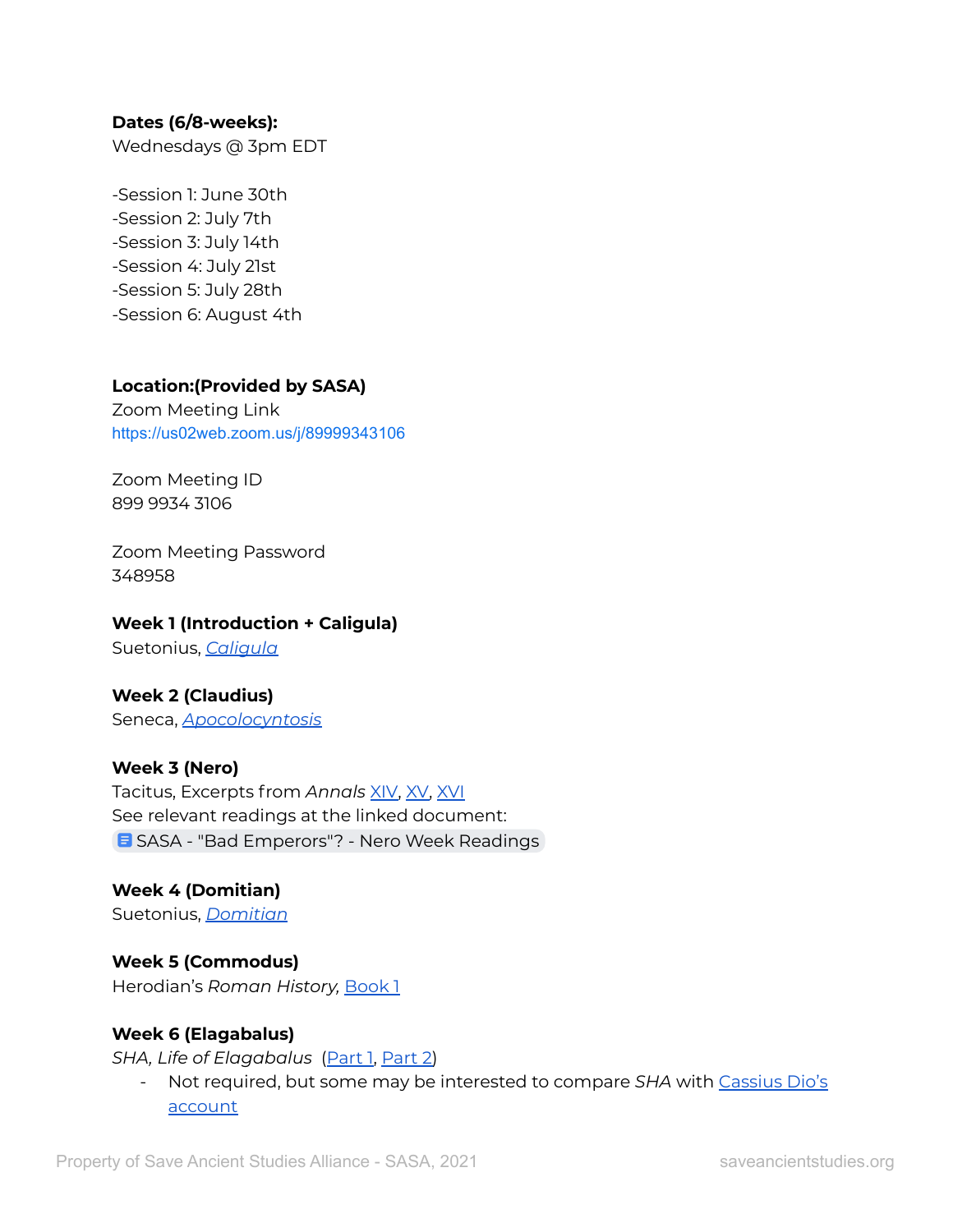**Dates (6/8-weeks):**
Wednesdays @ 3pm EDT

-Session 1: June 30th
-Session 2: July 7th
-Session 3: July 14th
-Session 4: July 21st
-Session 5: July 28th
-Session 6: August 4th

**Location:(Provided by SASA)**
Zoom Meeting Link
https://us02web.zoom.us/j/89999343106

Zoom Meeting ID
899 9934 3106

Zoom Meeting Password
348958

**Week 1 (Introduction + Caligula)**
Suetonius, *Caligula*

**Week 2 (Claudius)**
Seneca, *Apocolocyntosis*

**Week 3 (Nero)**
Tacitus, Excerpts from *Annals* XIV, XV, XVI
See relevant readings at the linked document:
SASA - "Bad Emperors"? - Nero Week Readings

**Week 4 (Domitian)**
Suetonius, *Domitian*

**Week 5 (Commodus)**
Herodian's *Roman History,* Book 1

**Week 6 (Elagabalus)**
*SHA, Life of Elagabalus* (Part 1, Part 2)

- Not required, but some may be interested to compare *SHA* with Cassius Dio's account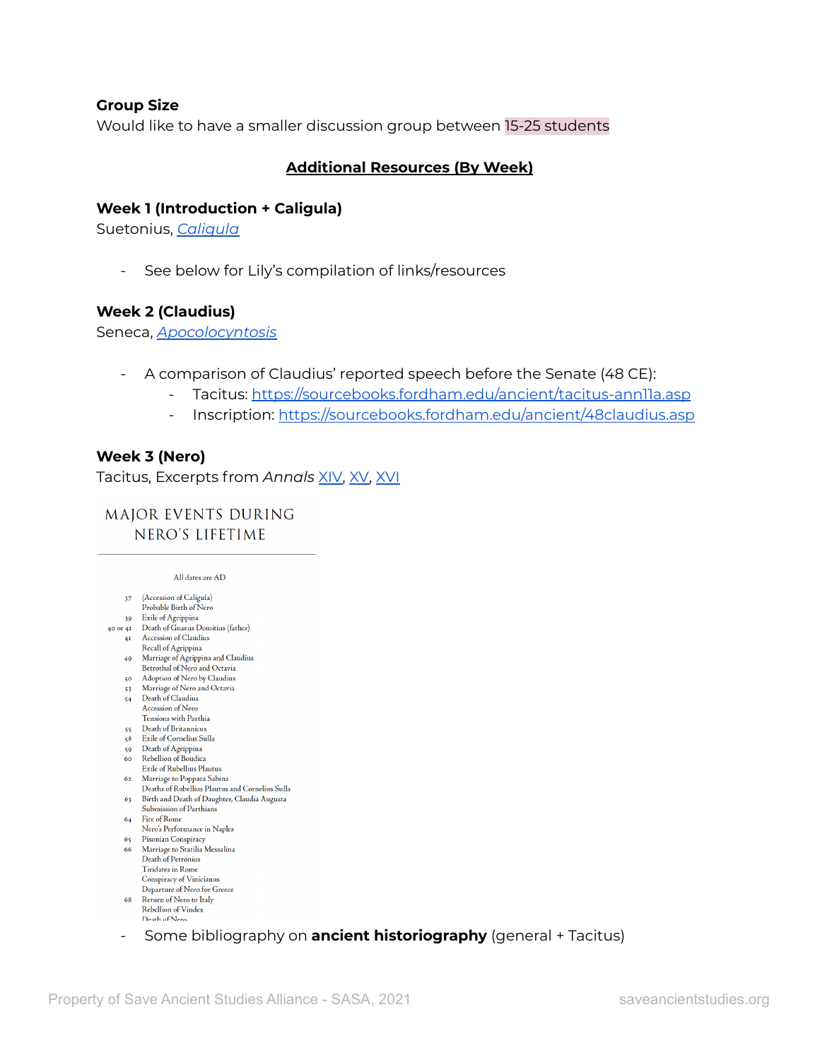**Group Size**

Would like to have a smaller discussion group between 15-25 students

## Additional Resources (By Week)

**Week 1 (Introduction + Caligula)**

Suetonius, *Caligula*

- See below for Lily's compilation of links/resources

**Week 2 (Claudius)**

Seneca, *Apocolocyntosis*

- A comparison of Claudius' reported speech before the Senate (48 CE):
  - Tacitus: https://sourcebooks.fordham.edu/ancient/tacitus-ann11a.asp
  - Inscription: https://sourcebooks.fordham.edu/ancient/48claudius.asp

**Week 3 (Nero)**

Tacitus, Excerpts from *Annals* XIV, XV, XVI

MAJOR EVENTS DURING NERO'S LIFETIME

All dates are AD

| | |
|---|---|
| 37 | (Accession of Caligula) |
| | Probable Birth of Nero |
| 39 | Exile of Agrippina |
| 40 or 41 | Death of Gnaeus Domitius (father) |
| 41 | Accession of Claudius |
| | Recall of Agrippina |
| 49 | Marriage of Agrippina and Claudius |
| | Betrothal of Nero and Octavia |
| 50 | Adoption of Nero by Claudius |
| 53 | Marriage of Nero and Octavia |
| 54 | Death of Claudius |
| | Accession of Nero |
| | Tensions with Parthia |
| 55 | Death of Britannicus |
| 58 | Exile of Cornelius Sulla |
| 59 | Death of Agrippina |
| 60 | Rebellion of Boudica |
| | Exile of Rubellius Plautus |
| 62 | Marriage to Poppaea Sabina |
| | Deaths of Rubellius Plautus and Cornelius Sulla |
| 63 | Birth and Death of Daughter, Claudia Augusta |
| | Submission of Parthians |
| 64 | Fire of Rome |
| | Nero's Performance in Naples |
| 65 | Pisonian Conspiracy |
| 66 | Marriage to Statilia Messalina |
| | Death of Petronius |
| | Tiridates in Rome |
| | Conspiracy of Vinicianus |
| | Departure of Nero for Greece |
| 68 | Return of Nero to Italy |
| | Rebellion of Vindex |
| | Death of Nero |

- Some bibliography on **ancient historiography** (general + Tacitus)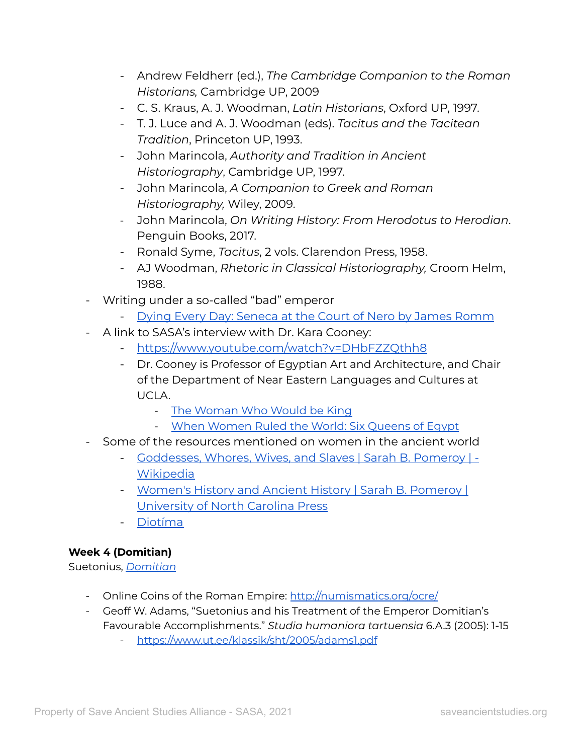- Andrew Feldherr (ed.), *The Cambridge Companion to the Roman Historians,* Cambridge UP, 2009
    - C. S. Kraus, A. J. Woodman, *Latin Historians*, Oxford UP, 1997.
    - T. J. Luce and A. J. Woodman (eds). *Tacitus and the Tacitean Tradition*, Princeton UP, 1993.
    - John Marincola, *Authority and Tradition in Ancient Historiography*, Cambridge UP, 1997.
    - John Marincola, *A Companion to Greek and Roman Historiography,* Wiley, 2009.
    - John Marincola, *On Writing History: From Herodotus to Herodian*. Penguin Books, 2017.
    - Ronald Syme, *Tacitus*, 2 vols. Clarendon Press, 1958.
    - AJ Woodman, *Rhetoric in Classical Historiography,* Croom Helm, 1988.
- Writing under a so-called "bad" emperor
    - Dying Every Day: Seneca at the Court of Nero by James Romm
- A link to SASA's interview with Dr. Kara Cooney:
    - https://www.youtube.com/watch?v=DHbFZZQthh8
    - Dr. Cooney is Professor of Egyptian Art and Architecture, and Chair of the Department of Near Eastern Languages and Cultures at UCLA.
        - The Woman Who Would be King
        - When Women Ruled the World: Six Queens of Egypt
- Some of the resources mentioned on women in the ancient world
    - Goddesses, Whores, Wives, and Slaves | Sarah B. Pomeroy | - Wikipedia
    - Women's History and Ancient History | Sarah B. Pomeroy | University of North Carolina Press
    - Diotíma

**Week 4 (Domitian)**
Suetonius, *Domitian*

- Online Coins of the Roman Empire: http://numismatics.org/ocre/
- Geoff W. Adams, "Suetonius and his Treatment of the Emperor Domitian's Favourable Accomplishments." *Studia humaniora tartuensia* 6.A.3 (2005): 1-15
    - https://www.ut.ee/klassik/sht/2005/adams1.pdf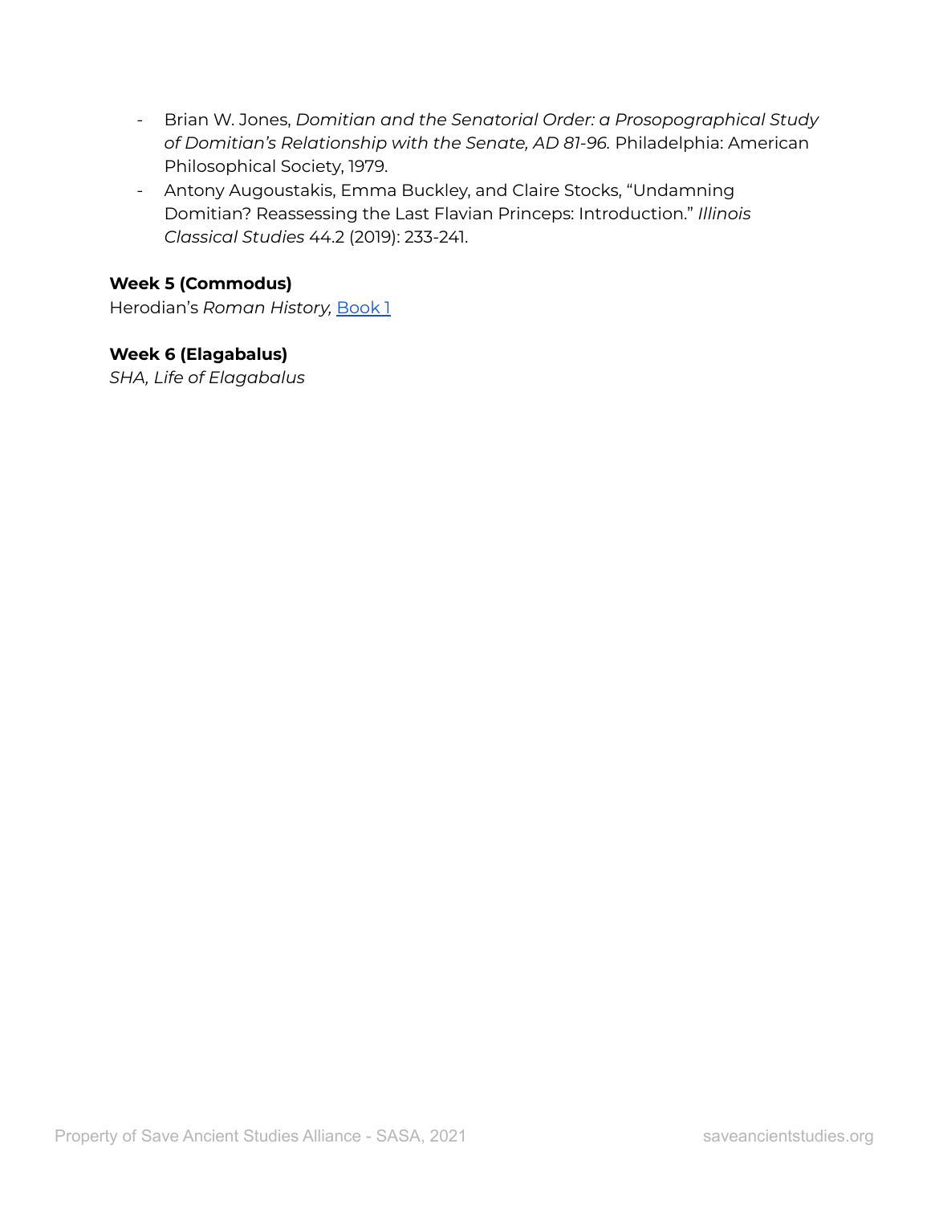- Brian W. Jones, *Domitian and the Senatorial Order: a Prosopographical Study of Domitian's Relationship with the Senate, AD 81-96.* Philadelphia: American Philosophical Society, 1979.
- Antony Augoustakis, Emma Buckley, and Claire Stocks, "Undamning Domitian? Reassessing the Last Flavian Princeps: Introduction." *Illinois Classical Studies* 44.2 (2019): 233-241.

**Week 5 (Commodus)**
Herodian's *Roman History,* Book 1

**Week 6 (Elagabalus)**
*SHA, Life of Elagabalus*